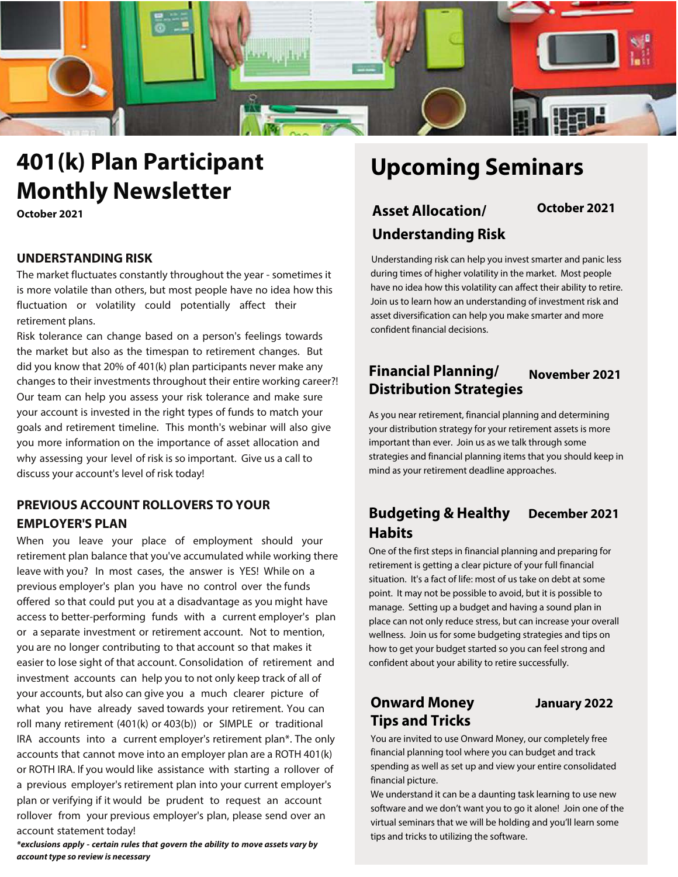# 401(k) Plan Participant Monthly Newsletter

**October 2021**

## UNDERSTANDING RISK

The market fluctuates constantly throughout the year - sometimes it is more volatile than others, but most people have no idea how this fluctuation or volatility could potentially affect their retirement plans.

Risk tolerance can change based on a person's feelings towards the market but also as the timespan to retirement changes. But did you know that 20% of 401(k) plan participants never make any changes to their investments throughout their entire working career?! Our team can help you assess your risk tolerance and make sure your account is invested in the right types of funds to match your goals and retirement timeline. This month's webinar will also give you more information on the importance of asset allocation and why assessing your level of risk is so important. Give us a call to discuss your account's level of risk today!

## PREVIOUS ACCOUNT ROLLOVERS TO YOUR EMPLOYER'S PLAN

When you leave your place of employment should your retirement plan balance that you've accumulated while working there leave with you? In most cases, the answer is YES! While on a previous employer's plan you have no control over the funds offered so that could put you at a disadvantage as you might have access to better-performing funds with a current employer's plan or a separate investment or retirement account. Not to mention, you are no longer contributing to that account so that makes it easier to lose sight of that account. Consolidation of retirement and investment accounts can help you to not only keep track of all of your accounts, but also can give you a much clearer picture of what you have already saved towards your retirement. You can roll many retirement (401(k) or 403(b)) or SIMPLE or traditional IRA accounts into a current employer's retirement plan*. The only accounts that cannot move into an employer plan are a ROTH 401(k) or ROTH IRA. If you would like assistance with starting a rollover of a previous employer's retirement plan into your current employer's plan or verifying if it would be prudent to request an account rollover from your previous employer's plan, please send over an account statement today!

***exclusions apply - certain rules that govern the ability to move assets vary by account type so review is necessary***

# Upcoming Seminars

### Asset Allocation/ Understanding Risk — October 2021

Understanding risk can help you invest smarter and panic less during times of higher volatility in the market. Most people have no idea how this volatility can affect their ability to retire. Join us to learn how an understanding of investment risk and asset diversification can help you make smarter and more confident financial decisions.

### Financial Planning/ Distribution Strategies — November 2021

As you near retirement, financial planning and determining your distribution strategy for your retirement assets is more important than ever. Join us as we talk through some strategies and financial planning items that you should keep in mind as your retirement deadline approaches.

### Budgeting & Healthy Habits — December 2021

One of the first steps in financial planning and preparing for retirement is getting a clear picture of your full financial situation. It's a fact of life: most of us take on debt at some point. It may not be possible to avoid, but it is possible to manage. Setting up a budget and having a sound plan in place can not only reduce stress, but can increase your overall wellness. Join us for some budgeting strategies and tips on how to get your budget started so you can feel strong and confident about your ability to retire successfully.

### Onward Money Tips and Tricks — January 2022

You are invited to use Onward Money, our completely free financial planning tool where you can budget and track spending as well as set up and view your entire consolidated financial picture.

We understand it can be a daunting task learning to use new software and we don't want you to go it alone! Join one of the virtual seminars that we will be holding and you'll learn some tips and tricks to utilizing the software.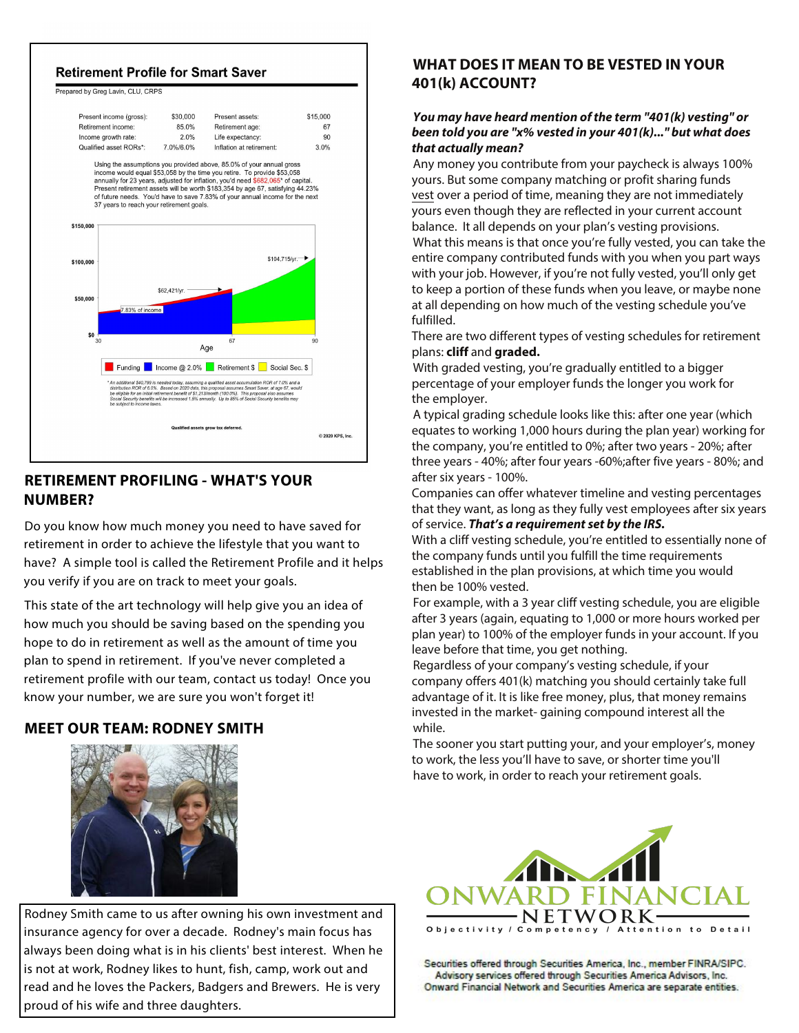## Retirement Profile for Smart Saver

Prepared by Greg Lavin, CLU, CRPS

| | | | |
|---|---|---|---|
| Present income (gross): | $30,000 | Present assets: | $15,000 |
| Retirement income: | 85.0% | Retirement age: | 67 |
| Income growth rate: | 2.0% | Life expectancy: | 90 |
| Qualified asset RORs*: | 7.0%/6.0% | Inflation at retirement: | 3.0% |

Using the assumptions you provided above, 85.0% of your annual gross income would equal $53,058 by the time you retire. To provide $53,058 annually for 23 years, adjusted for inflation, you'd need $682,065* of capital. Present retirement assets will be worth $183,354 by age 67, satisfying 44.23% of future needs. You'd have to save 7.83% of your annual income for the next 37 years to reach your retirement goals.

$150,000
$100,000
$50,000
$0
30
67
90
Age
$104,715/yr.
$62,421/yr.
7.83% of income

Funding | Income @ 2.0% | Retirement $ | Social Sec. $

* An additional $40,799 is needed today, assuming a qualified asset accumulation ROR of 7.0% and a distribution ROR of 6.0%. Based on 2020 data, this proposal assumes Smart Saver, at age 67, would be eligible for an initial retirement benefit of $1,213/month (100.0%). This proposal also assumes Social Security benefits will be increased 1.5% annually. Up to 85% of Social Security benefits may be subject to income taxes.

Qualified assets grow tax deferred.

© 2020 KPS, Inc.

## RETIREMENT PROFILING - WHAT'S YOUR NUMBER?

Do you know how much money you need to have saved for retirement in order to achieve the lifestyle that you want to have? A simple tool is called the Retirement Profile and it helps you verify if you are on track to meet your goals.

This state of the art technology will help give you an idea of how much you should be saving based on the spending you hope to do in retirement as well as the amount of time you plan to spend in retirement. If you've never completed a retirement profile with our team, contact us today! Once you know your number, we are sure you won't forget it!

## MEET OUR TEAM: RODNEY SMITH

Rodney Smith came to us after owning his own investment and insurance agency for over a decade. Rodney's main focus has always been doing what is in his clients' best interest. When he is not at work, Rodney likes to hunt, fish, camp, work out and read and he loves the Packers, Badgers and Brewers. He is very proud of his wife and three daughters.

## WHAT DOES IT MEAN TO BE VESTED IN YOUR 401(k) ACCOUNT?

***You may have heard mention of the term "401(k) vesting" or been told you are "x% vested in your 401(k)..." but what does that actually mean?***

Any money you contribute from your paycheck is always 100% yours. But some company matching or profit sharing funds vest over a period of time, meaning they are not immediately yours even though they are reflected in your current account balance. It all depends on your plan's vesting provisions.

What this means is that once you're fully vested, you can take the entire company contributed funds with you when you part ways with your job. However, if you're not fully vested, you'll only get to keep a portion of these funds when you leave, or maybe none at all depending on how much of the vesting schedule you've fulfilled.

There are two different types of vesting schedules for retirement plans: **cliff** and **graded.**

With graded vesting, you're gradually entitled to a bigger percentage of your employer funds the longer you work for the employer.

A typical grading schedule looks like this: after one year (which equates to working 1,000 hours during the plan year) working for the company, you're entitled to 0%; after two years - 20%; after three years - 40%; after four years -60%;after five years - 80%; and after six years - 100%.

Companies can offer whatever timeline and vesting percentages that they want, as long as they fully vest employees after six years of service. ***That's a requirement set by the IRS.***

With a cliff vesting schedule, you're entitled to essentially none of the company funds until you fulfill the time requirements established in the plan provisions, at which time you would then be 100% vested.

For example, with a 3 year cliff vesting schedule, you are eligible after 3 years (again, equating to 1,000 or more hours worked per plan year) to 100% of the employer funds in your account. If you leave before that time, you get nothing.

Regardless of your company's vesting schedule, if your company offers 401(k) matching you should certainly take full advantage of it. It is like free money, plus, that money remains invested in the market- gaining compound interest all the while.

The sooner you start putting your, and your employer's, money to work, the less you'll have to save, or shorter time you'll have to work, in order to reach your retirement goals.

ONWARD FINANCIAL NETWORK

Objectivity / Competency / Attention to Detail

Securities offered through Securities America, Inc., member FINRA/SIPC. Advisory services offered through Securities America Advisors, Inc. Onward Financial Network and Securities America are separate entities.